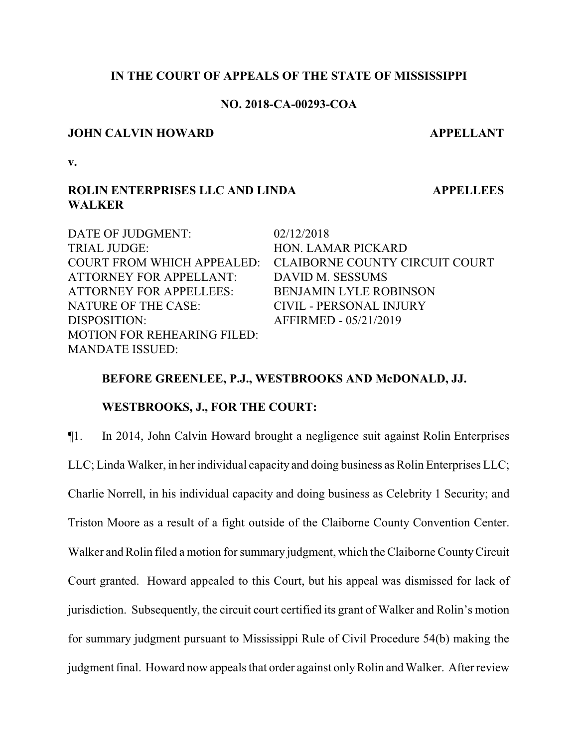**IN THE COURT OF APPEALS OF THE STATE OF MISSISSIPPI**

**NO. 2018-CA-00293-COA**

**JOHN CALVIN HOWARD** **APPELLANT**

**v.**

**ROLIN ENTERPRISES LLC AND LINDA WALKER** **APPELLEES**

| | |
|---|---|
| DATE OF JUDGMENT: | 02/12/2018 |
| TRIAL JUDGE: | HON. LAMAR PICKARD |
| COURT FROM WHICH APPEALED: | CLAIBORNE COUNTY CIRCUIT COURT |
| ATTORNEY FOR APPELLANT: | DAVID M. SESSUMS |
| ATTORNEYS FOR APPELLEES: | BENJAMIN LYLE ROBINSON |
| NATURE OF THE CASE: | CIVIL - PERSONAL INJURY |
| DISPOSITION: | AFFIRMED - 05/21/2019 |
| MOTION FOR REHEARING FILED: | |
| MANDATE ISSUED: | |

**BEFORE GREENLEE, P.J., WESTBROOKS AND McDONALD, JJ.**

**WESTBROOKS, J., FOR THE COURT:**

¶1. In 2014, John Calvin Howard brought a negligence suit against Rolin Enterprises LLC; Linda Walker, in her individual capacity and doing business as Rolin Enterprises LLC; Charlie Norrell, in his individual capacity and doing business as Celebrity 1 Security; and Triston Moore as a result of a fight outside of the Claiborne County Convention Center. Walker and Rolin filed a motion for summary judgment, which the Claiborne County Circuit Court granted. Howard appealed to this Court, but his appeal was dismissed for lack of jurisdiction. Subsequently, the circuit court certified its grant of Walker and Rolin's motion for summary judgment pursuant to Mississippi Rule of Civil Procedure 54(b) making the judgment final. Howard now appeals that order against only Rolin and Walker. After review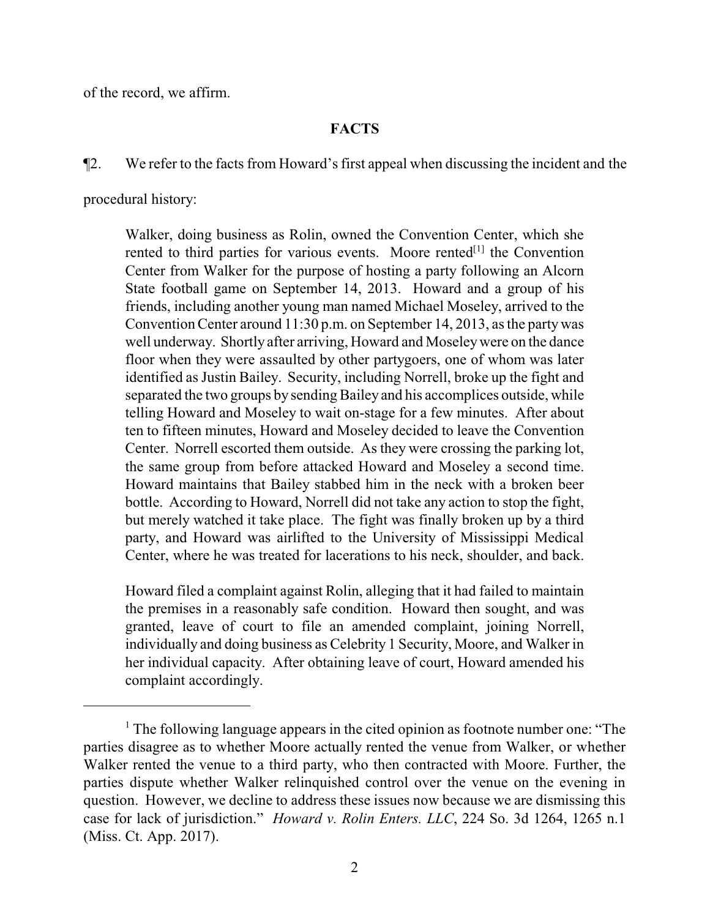of the record, we affirm.

**FACTS**

¶2. We refer to the facts from Howard's first appeal when discussing the incident and the procedural history:

> Walker, doing business as Rolin, owned the Convention Center, which she rented to third parties for various events. Moore rented[1] the Convention Center from Walker for the purpose of hosting a party following an Alcorn State football game on September 14, 2013. Howard and a group of his friends, including another young man named Michael Moseley, arrived to the Convention Center around 11:30 p.m. on September 14, 2013, as the party was well underway. Shortly after arriving, Howard and Moseley were on the dance floor when they were assaulted by other partygoers, one of whom was later identified as Justin Bailey. Security, including Norrell, broke up the fight and separated the two groups by sending Bailey and his accomplices outside, while telling Howard and Moseley to wait on-stage for a few minutes. After about ten to fifteen minutes, Howard and Moseley decided to leave the Convention Center. Norrell escorted them outside. As they were crossing the parking lot, the same group from before attacked Howard and Moseley a second time. Howard maintains that Bailey stabbed him in the neck with a broken beer bottle. According to Howard, Norrell did not take any action to stop the fight, but merely watched it take place. The fight was finally broken up by a third party, and Howard was airlifted to the University of Mississippi Medical Center, where he was treated for lacerations to his neck, shoulder, and back.
>
> Howard filed a complaint against Rolin, alleging that it had failed to maintain the premises in a reasonably safe condition. Howard then sought, and was granted, leave of court to file an amended complaint, joining Norrell, individually and doing business as Celebrity 1 Security, Moore, and Walker in her individual capacity. After obtaining leave of court, Howard amended his complaint accordingly.

---

[1] The following language appears in the cited opinion as footnote number one: "The parties disagree as to whether Moore actually rented the venue from Walker, or whether Walker rented the venue to a third party, who then contracted with Moore. Further, the parties dispute whether Walker relinquished control over the venue on the evening in question. However, we decline to address these issues now because we are dismissing this case for lack of jurisdiction." *Howard v. Rolin Enters. LLC*, 224 So. 3d 1264, 1265 n.1 (Miss. Ct. App. 2017).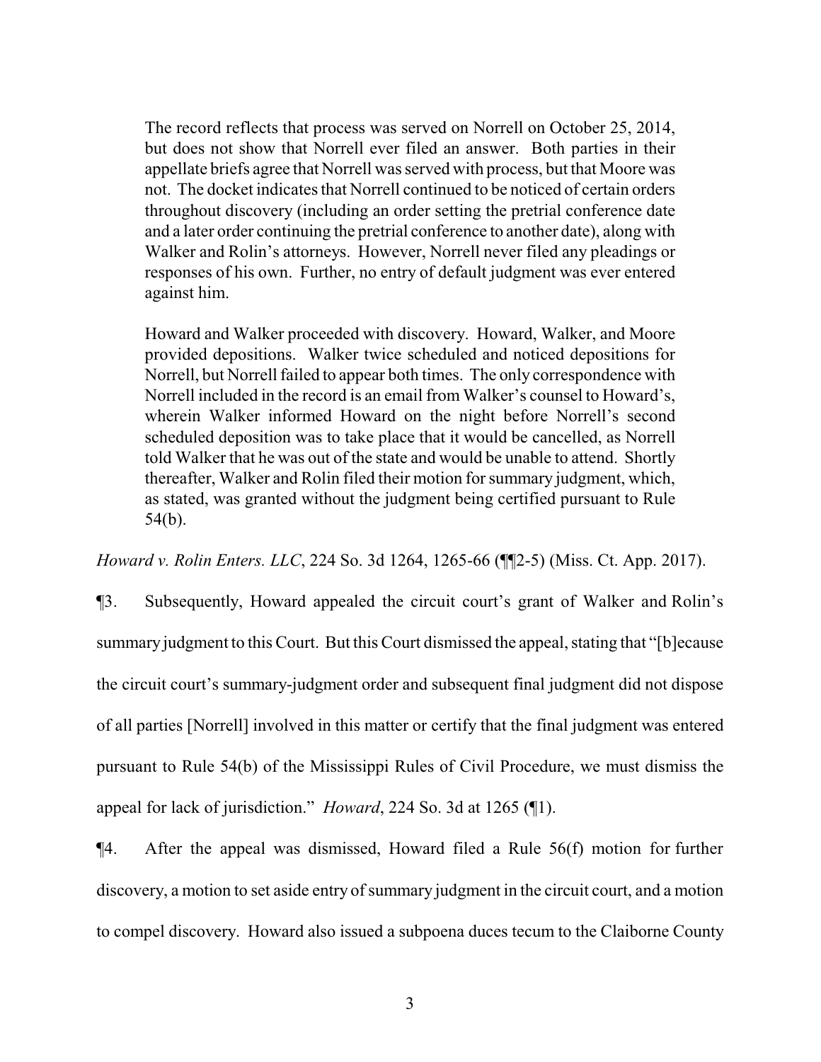> The record reflects that process was served on Norrell on October 25, 2014, but does not show that Norrell ever filed an answer. Both parties in their appellate briefs agree that Norrell was served with process, but that Moore was not. The docket indicates that Norrell continued to be noticed of certain orders throughout discovery (including an order setting the pretrial conference date and a later order continuing the pretrial conference to another date), along with Walker and Rolin's attorneys. However, Norrell never filed any pleadings or responses of his own. Further, no entry of default judgment was ever entered against him.
>
> Howard and Walker proceeded with discovery. Howard, Walker, and Moore provided depositions. Walker twice scheduled and noticed depositions for Norrell, but Norrell failed to appear both times. The only correspondence with Norrell included in the record is an email from Walker's counsel to Howard's, wherein Walker informed Howard on the night before Norrell's second scheduled deposition was to take place that it would be cancelled, as Norrell told Walker that he was out of the state and would be unable to attend. Shortly thereafter, Walker and Rolin filed their motion for summary judgment, which, as stated, was granted without the judgment being certified pursuant to Rule 54(b).

*Howard v. Rolin Enters. LLC*, 224 So. 3d 1264, 1265-66 (¶¶2-5) (Miss. Ct. App. 2017).

¶3. Subsequently, Howard appealed the circuit court's grant of Walker and Rolin's summary judgment to this Court. But this Court dismissed the appeal, stating that "[b]ecause the circuit court's summary-judgment order and subsequent final judgment did not dispose of all parties [Norrell] involved in this matter or certify that the final judgment was entered pursuant to Rule 54(b) of the Mississippi Rules of Civil Procedure, we must dismiss the appeal for lack of jurisdiction." *Howard*, 224 So. 3d at 1265 (¶1).

¶4. After the appeal was dismissed, Howard filed a Rule 56(f) motion for further discovery, a motion to set aside entry of summary judgment in the circuit court, and a motion to compel discovery. Howard also issued a subpoena duces tecum to the Claiborne County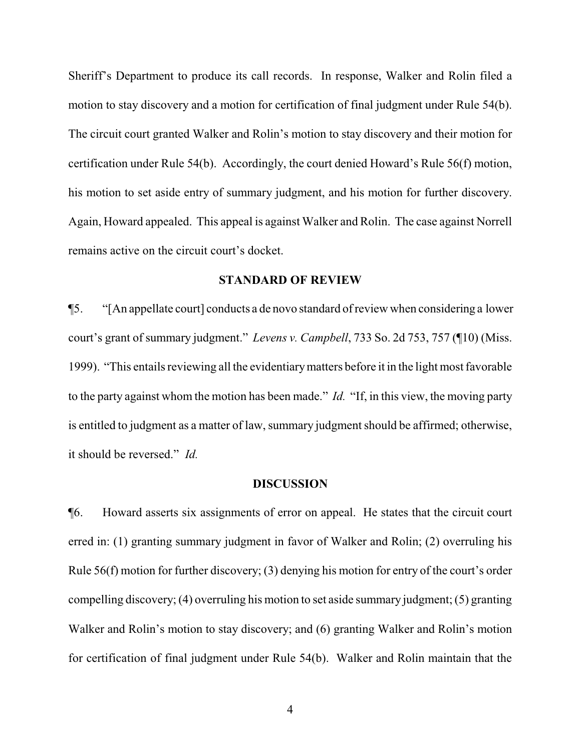Sheriff's Department to produce its call records. In response, Walker and Rolin filed a motion to stay discovery and a motion for certification of final judgment under Rule 54(b). The circuit court granted Walker and Rolin's motion to stay discovery and their motion for certification under Rule 54(b). Accordingly, the court denied Howard's Rule 56(f) motion, his motion to set aside entry of summary judgment, and his motion for further discovery. Again, Howard appealed. This appeal is against Walker and Rolin. The case against Norrell remains active on the circuit court's docket.

## STANDARD OF REVIEW

¶5. "[An appellate court] conducts a de novo standard of review when considering a lower court's grant of summary judgment." *Levens v. Campbell*, 733 So. 2d 753, 757 (¶10) (Miss. 1999). "This entails reviewing all the evidentiary matters before it in the light most favorable to the party against whom the motion has been made." *Id.* "If, in this view, the moving party is entitled to judgment as a matter of law, summary judgment should be affirmed; otherwise, it should be reversed." *Id.*

## DISCUSSION

¶6. Howard asserts six assignments of error on appeal. He states that the circuit court erred in: (1) granting summary judgment in favor of Walker and Rolin; (2) overruling his Rule 56(f) motion for further discovery; (3) denying his motion for entry of the court's order compelling discovery; (4) overruling his motion to set aside summary judgment; (5) granting Walker and Rolin's motion to stay discovery; and (6) granting Walker and Rolin's motion for certification of final judgment under Rule 54(b). Walker and Rolin maintain that the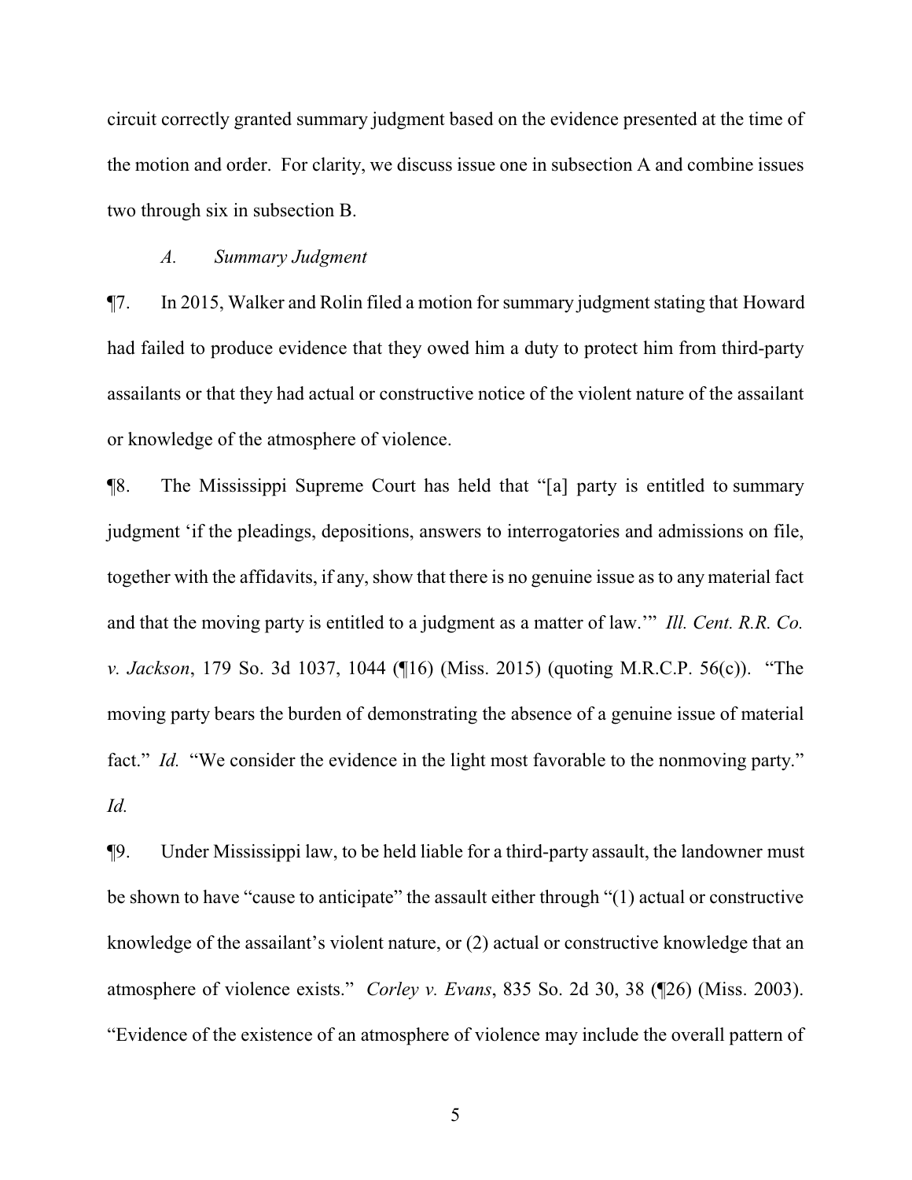circuit correctly granted summary judgment based on the evidence presented at the time of the motion and order. For clarity, we discuss issue one in subsection A and combine issues two through six in subsection B.

*A. Summary Judgment*

¶7. In 2015, Walker and Rolin filed a motion for summary judgment stating that Howard had failed to produce evidence that they owed him a duty to protect him from third-party assailants or that they had actual or constructive notice of the violent nature of the assailant or knowledge of the atmosphere of violence.

¶8. The Mississippi Supreme Court has held that "[a] party is entitled to summary judgment 'if the pleadings, depositions, answers to interrogatories and admissions on file, together with the affidavits, if any, show that there is no genuine issue as to any material fact and that the moving party is entitled to a judgment as a matter of law.'" *Ill. Cent. R.R. Co. v. Jackson*, 179 So. 3d 1037, 1044 (¶16) (Miss. 2015) (quoting M.R.C.P. 56(c)). "The moving party bears the burden of demonstrating the absence of a genuine issue of material fact." *Id.* "We consider the evidence in the light most favorable to the nonmoving party." *Id.*

¶9. Under Mississippi law, to be held liable for a third-party assault, the landowner must be shown to have "cause to anticipate" the assault either through "(1) actual or constructive knowledge of the assailant's violent nature, or (2) actual or constructive knowledge that an atmosphere of violence exists." *Corley v. Evans*, 835 So. 2d 30, 38 (¶26) (Miss. 2003). "Evidence of the existence of an atmosphere of violence may include the overall pattern of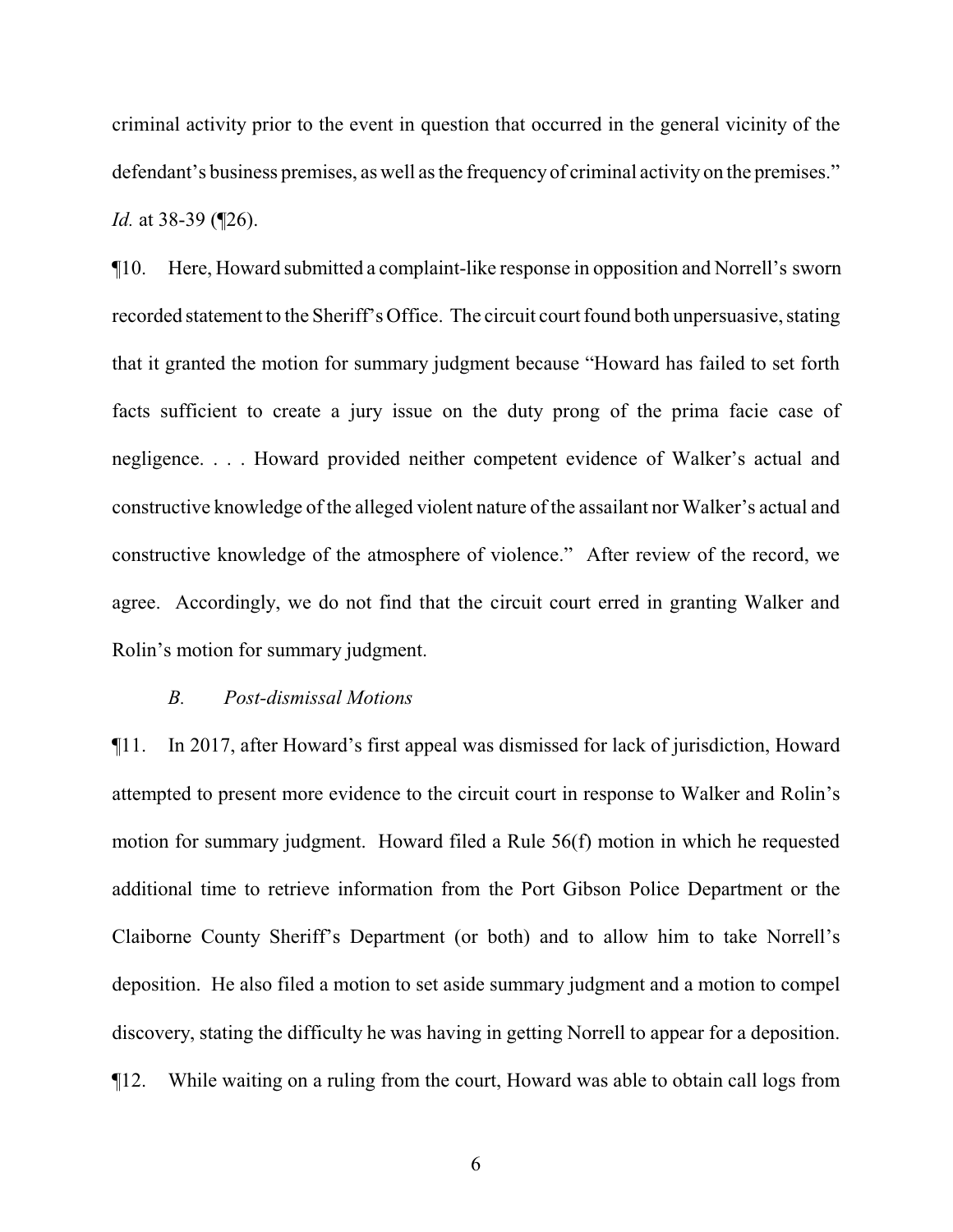criminal activity prior to the event in question that occurred in the general vicinity of the defendant's business premises, as well as the frequency of criminal activity on the premises." *Id.* at 38-39 (¶26).

¶10. Here, Howard submitted a complaint-like response in opposition and Norrell's sworn recorded statement to the Sheriff's Office. The circuit court found both unpersuasive, stating that it granted the motion for summary judgment because "Howard has failed to set forth facts sufficient to create a jury issue on the duty prong of the prima facie case of negligence. . . . Howard provided neither competent evidence of Walker's actual and constructive knowledge of the alleged violent nature of the assailant nor Walker's actual and constructive knowledge of the atmosphere of violence." After review of the record, we agree. Accordingly, we do not find that the circuit court erred in granting Walker and Rolin's motion for summary judgment.

*B. Post-dismissal Motions*

¶11. In 2017, after Howard's first appeal was dismissed for lack of jurisdiction, Howard attempted to present more evidence to the circuit court in response to Walker and Rolin's motion for summary judgment. Howard filed a Rule 56(f) motion in which he requested additional time to retrieve information from the Port Gibson Police Department or the Claiborne County Sheriff's Department (or both) and to allow him to take Norrell's deposition. He also filed a motion to set aside summary judgment and a motion to compel discovery, stating the difficulty he was having in getting Norrell to appear for a deposition.

¶12. While waiting on a ruling from the court, Howard was able to obtain call logs from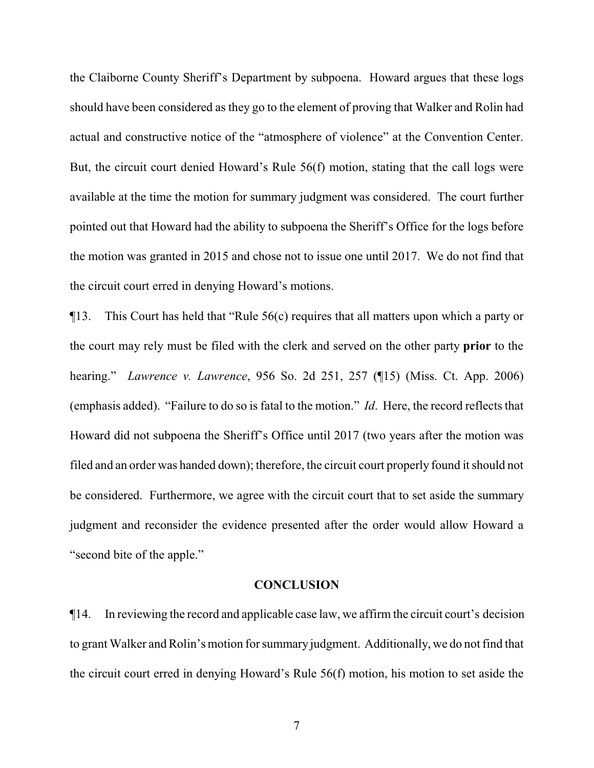the Claiborne County Sheriff's Department by subpoena. Howard argues that these logs should have been considered as they go to the element of proving that Walker and Rolin had actual and constructive notice of the "atmosphere of violence" at the Convention Center. But, the circuit court denied Howard's Rule 56(f) motion, stating that the call logs were available at the time the motion for summary judgment was considered. The court further pointed out that Howard had the ability to subpoena the Sheriff's Office for the logs before the motion was granted in 2015 and chose not to issue one until 2017. We do not find that the circuit court erred in denying Howard's motions.

¶13. This Court has held that "Rule 56(c) requires that all matters upon which a party or the court may rely must be filed with the clerk and served on the other party **prior** to the hearing." *Lawrence v. Lawrence*, 956 So. 2d 251, 257 (¶15) (Miss. Ct. App. 2006) (emphasis added). "Failure to do so is fatal to the motion." *Id*. Here, the record reflects that Howard did not subpoena the Sheriff's Office until 2017 (two years after the motion was filed and an order was handed down); therefore, the circuit court properly found it should not be considered. Furthermore, we agree with the circuit court that to set aside the summary judgment and reconsider the evidence presented after the order would allow Howard a "second bite of the apple."

## CONCLUSION

¶14. In reviewing the record and applicable case law, we affirm the circuit court's decision to grant Walker and Rolin's motion for summary judgment. Additionally, we do not find that the circuit court erred in denying Howard's Rule 56(f) motion, his motion to set aside the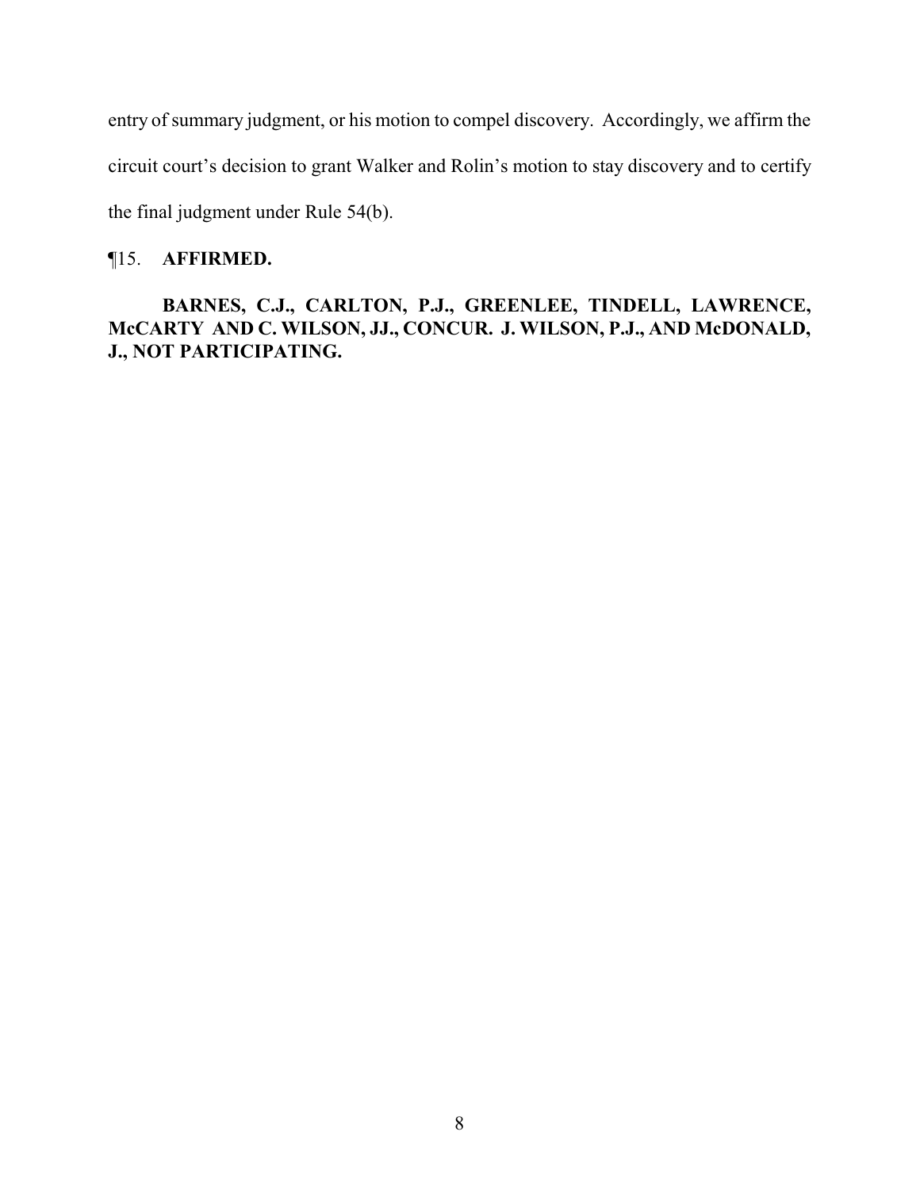entry of summary judgment, or his motion to compel discovery. Accordingly, we affirm the circuit court's decision to grant Walker and Rolin's motion to stay discovery and to certify the final judgment under Rule 54(b).

¶15. **AFFIRMED.**

**BARNES, C.J., CARLTON, P.J., GREENLEE, TINDELL, LAWRENCE, McCARTY AND C. WILSON, JJ., CONCUR. J. WILSON, P.J., AND McDONALD, J., NOT PARTICIPATING.**